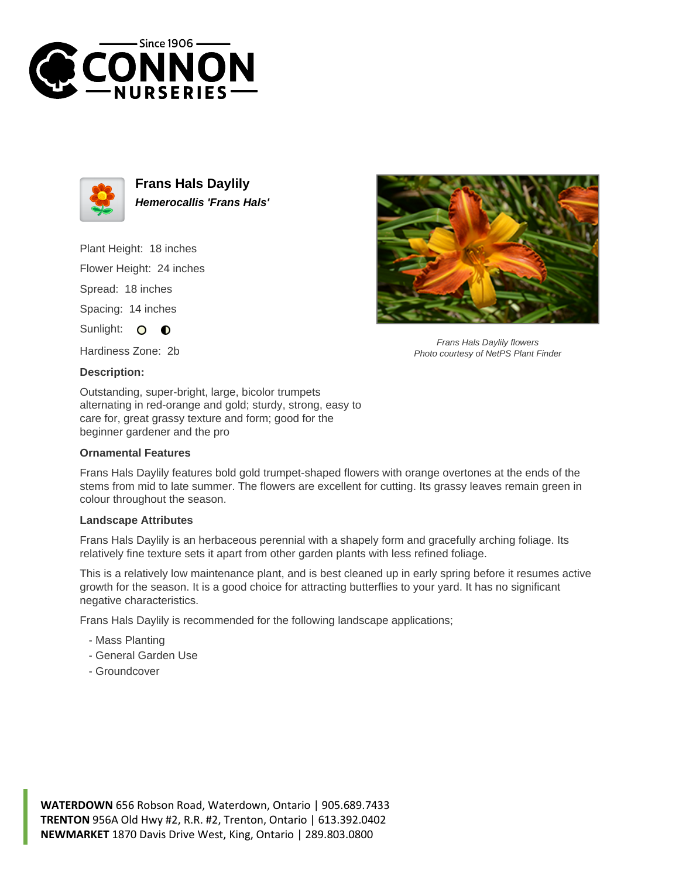# Frans Hals Daylily

***Hemerocallis 'Frans Hals'***

Plant Height: 18 inches

Flower Height: 24 inches

Spread: 18 inches

Spacing: 14 inches

Sunlight:

Hardiness Zone: 2b

*Frans Hals Daylily flowers*
*Photo courtesy of NetPS Plant Finder*

### Description:

Outstanding, super-bright, large, bicolor trumpets alternating in red-orange and gold; sturdy, strong, easy to care for, great grassy texture and form; good for the beginner gardener and the pro

### Ornamental Features

Frans Hals Daylily features bold gold trumpet-shaped flowers with orange overtones at the ends of the stems from mid to late summer. The flowers are excellent for cutting. Its grassy leaves remain green in colour throughout the season.

### Landscape Attributes

Frans Hals Daylily is an herbaceous perennial with a shapely form and gracefully arching foliage. Its relatively fine texture sets it apart from other garden plants with less refined foliage.

This is a relatively low maintenance plant, and is best cleaned up in early spring before it resumes active growth for the season. It is a good choice for attracting butterflies to your yard. It has no significant negative characteristics.

Frans Hals Daylily is recommended for the following landscape applications;

- Mass Planting
- General Garden Use
- Groundcover

**WATERDOWN** 656 Robson Road, Waterdown, Ontario | 905.689.7433
**TRENTON** 956A Old Hwy #2, R.R. #2, Trenton, Ontario | 613.392.0402
**NEWMARKET** 1870 Davis Drive West, King, Ontario | 289.803.0800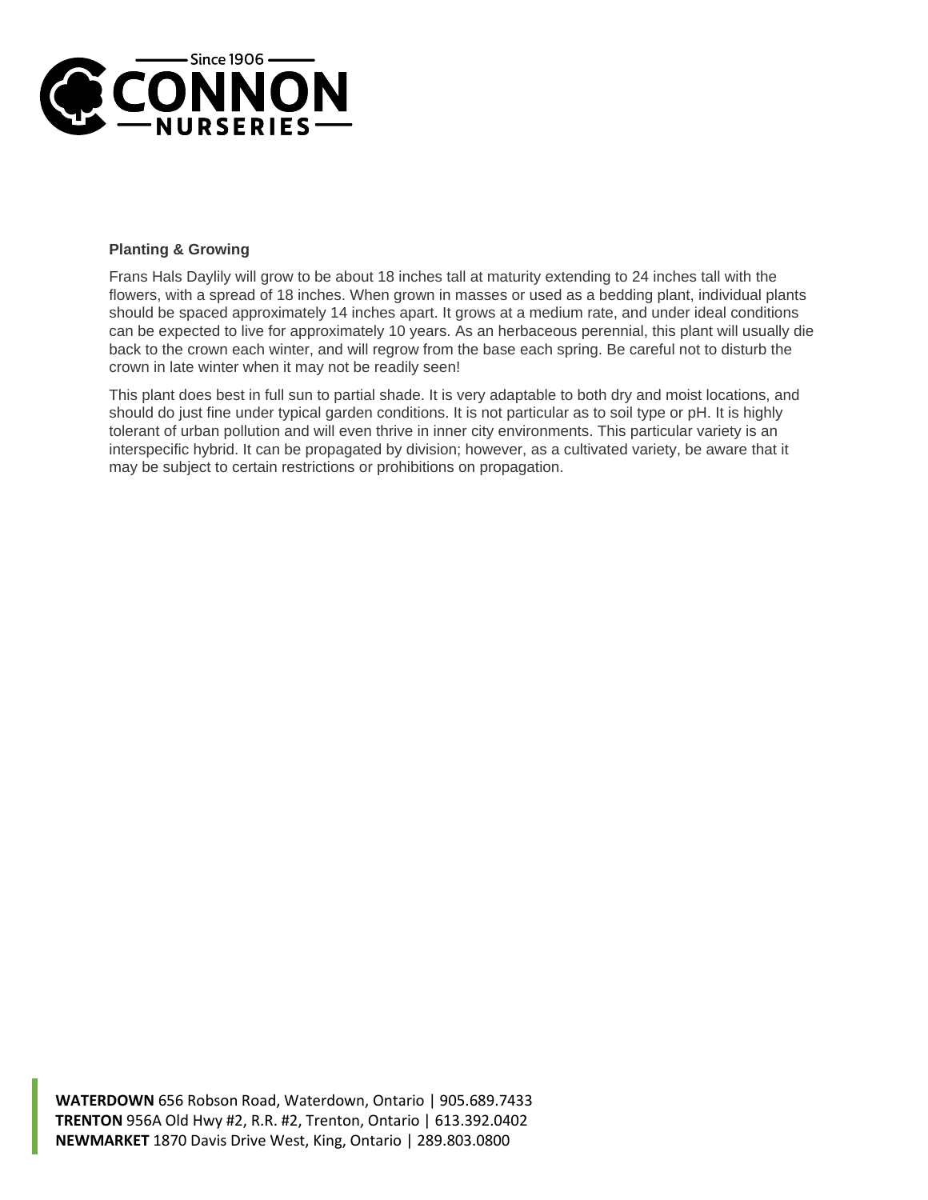### Planting & Growing

Frans Hals Daylily will grow to be about 18 inches tall at maturity extending to 24 inches tall with the flowers, with a spread of 18 inches. When grown in masses or used as a bedding plant, individual plants should be spaced approximately 14 inches apart. It grows at a medium rate, and under ideal conditions can be expected to live for approximately 10 years. As an herbaceous perennial, this plant will usually die back to the crown each winter, and will regrow from the base each spring. Be careful not to disturb the crown in late winter when it may not be readily seen!

This plant does best in full sun to partial shade. It is very adaptable to both dry and moist locations, and should do just fine under typical garden conditions. It is not particular as to soil type or pH. It is highly tolerant of urban pollution and will even thrive in inner city environments. This particular variety is an interspecific hybrid. It can be propagated by division; however, as a cultivated variety, be aware that it may be subject to certain restrictions or prohibitions on propagation.